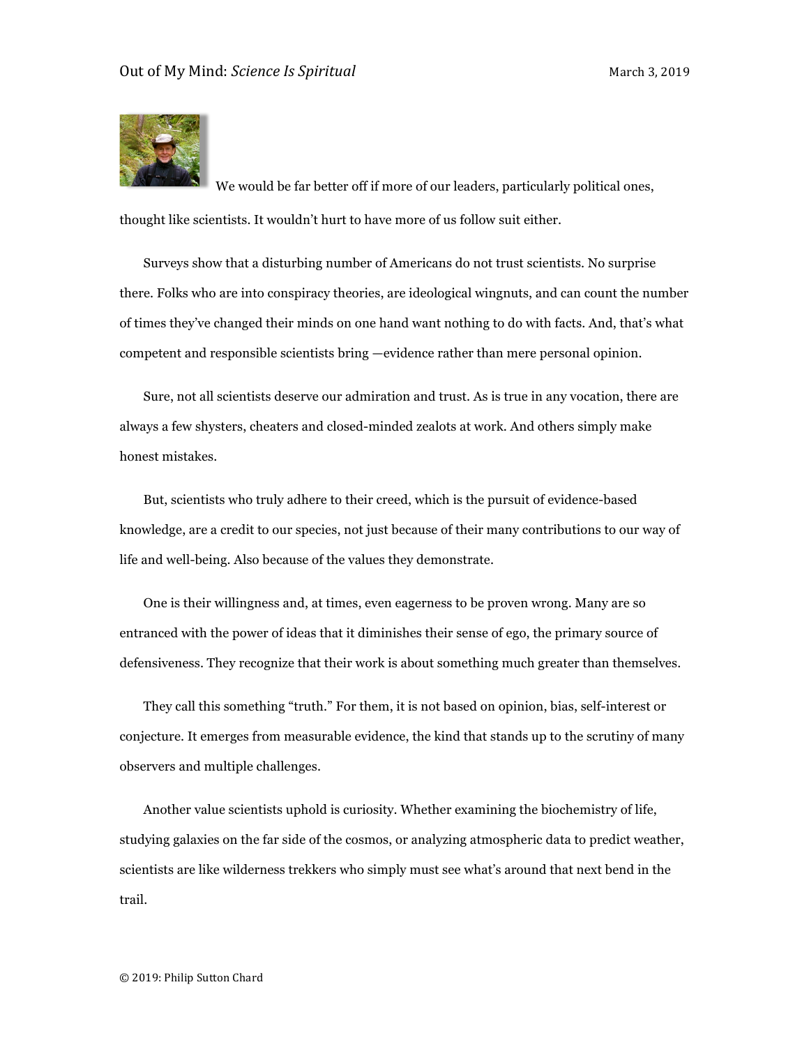# Out of My Mind: *Science Is Spiritual*

March 3, 2019

We would be far better off if more of our leaders, particularly political ones, thought like scientists. It wouldn't hurt to have more of us follow suit either.

Surveys show that a disturbing number of Americans do not trust scientists. No surprise there. Folks who are into conspiracy theories, are ideological wingnuts, and can count the number of times they've changed their minds on one hand want nothing to do with facts. And, that's what competent and responsible scientists bring —evidence rather than mere personal opinion.

Sure, not all scientists deserve our admiration and trust. As is true in any vocation, there are always a few shysters, cheaters and closed-minded zealots at work. And others simply make honest mistakes.

But, scientists who truly adhere to their creed, which is the pursuit of evidence-based knowledge, are a credit to our species, not just because of their many contributions to our way of life and well-being. Also because of the values they demonstrate.

One is their willingness and, at times, even eagerness to be proven wrong. Many are so entranced with the power of ideas that it diminishes their sense of ego, the primary source of defensiveness. They recognize that their work is about something much greater than themselves.

They call this something "truth." For them, it is not based on opinion, bias, self-interest or conjecture. It emerges from measurable evidence, the kind that stands up to the scrutiny of many observers and multiple challenges.

Another value scientists uphold is curiosity. Whether examining the biochemistry of life, studying galaxies on the far side of the cosmos, or analyzing atmospheric data to predict weather, scientists are like wilderness trekkers who simply must see what's around that next bend in the trail.

© 2019: Philip Sutton Chard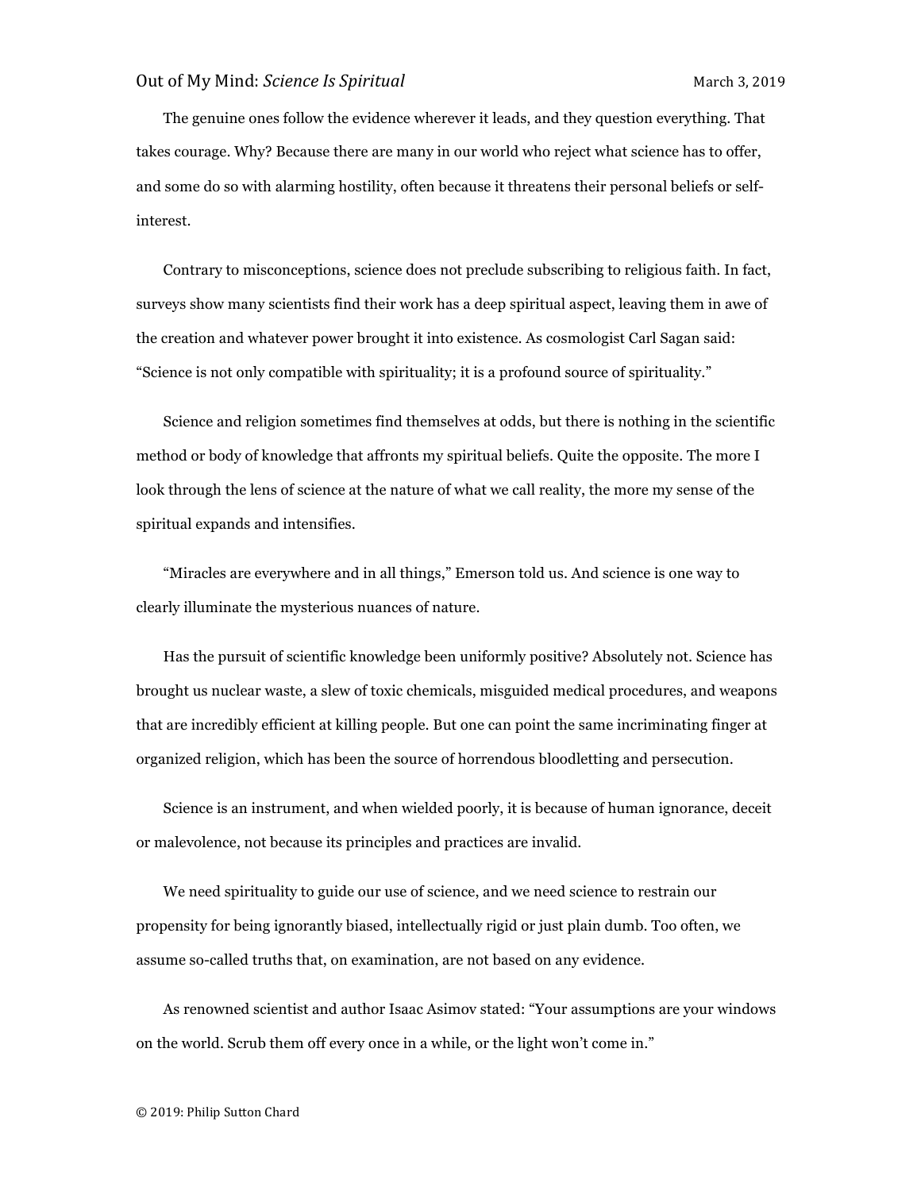The genuine ones follow the evidence wherever it leads, and they question everything. That takes courage. Why? Because there are many in our world who reject what science has to offer, and some do so with alarming hostility, often because it threatens their personal beliefs or self-interest.

Contrary to misconceptions, science does not preclude subscribing to religious faith. In fact, surveys show many scientists find their work has a deep spiritual aspect, leaving them in awe of the creation and whatever power brought it into existence. As cosmologist Carl Sagan said: "Science is not only compatible with spirituality; it is a profound source of spirituality."

Science and religion sometimes find themselves at odds, but there is nothing in the scientific method or body of knowledge that affronts my spiritual beliefs. Quite the opposite. The more I look through the lens of science at the nature of what we call reality, the more my sense of the spiritual expands and intensifies.

"Miracles are everywhere and in all things," Emerson told us. And science is one way to clearly illuminate the mysterious nuances of nature.

Has the pursuit of scientific knowledge been uniformly positive? Absolutely not. Science has brought us nuclear waste, a slew of toxic chemicals, misguided medical procedures, and weapons that are incredibly efficient at killing people. But one can point the same incriminating finger at organized religion, which has been the source of horrendous bloodletting and persecution.

Science is an instrument, and when wielded poorly, it is because of human ignorance, deceit or malevolence, not because its principles and practices are invalid.

We need spirituality to guide our use of science, and we need science to restrain our propensity for being ignorantly biased, intellectually rigid or just plain dumb. Too often, we assume so-called truths that, on examination, are not based on any evidence.

As renowned scientist and author Isaac Asimov stated: "Your assumptions are your windows on the world. Scrub them off every once in a while, or the light won't come in."

© 2019: Philip Sutton Chard